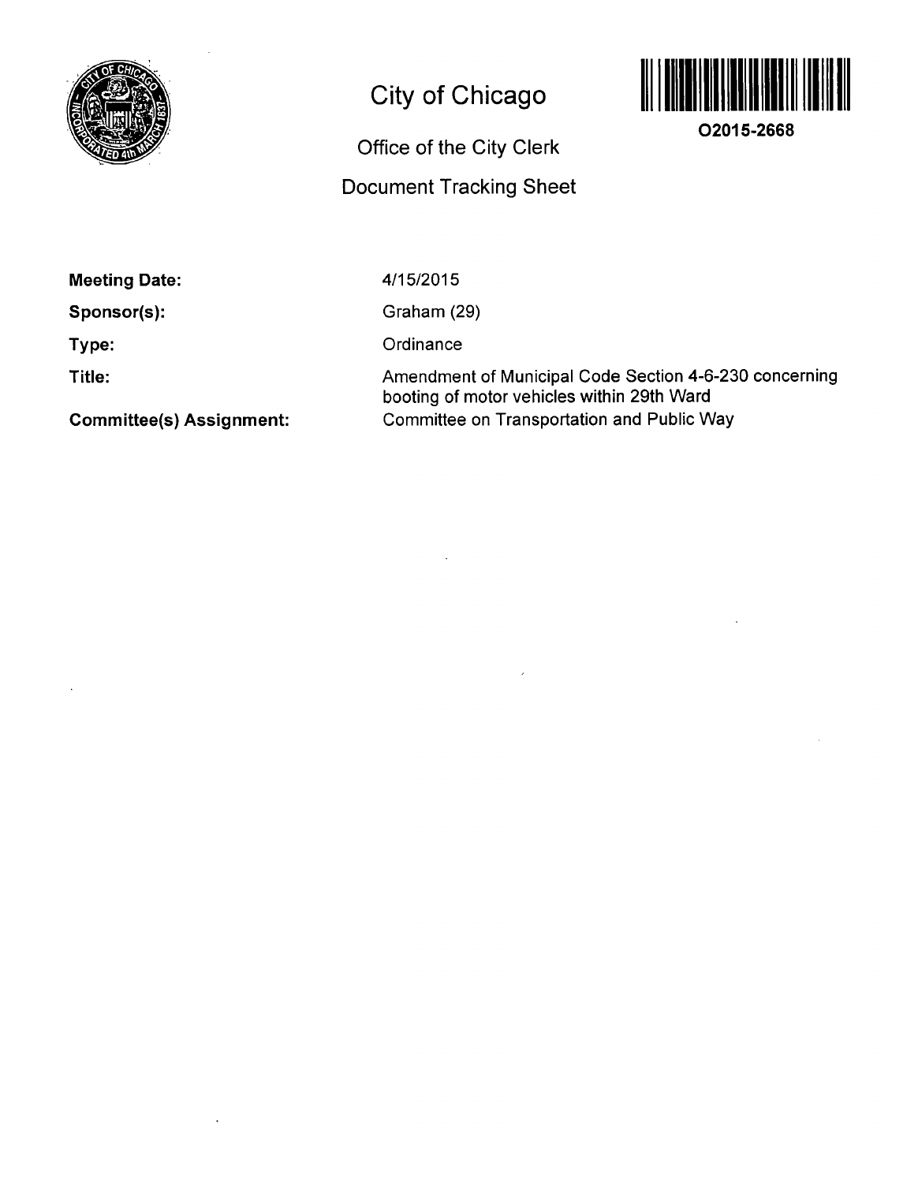# City of Chicago

## Office of the City Clerk

## Document Tracking Sheet

O2015-2668

**Meeting Date:** 4/15/2015

**Sponsor(s):** Graham (29)

**Type:** Ordinance

**Title:** Amendment of Municipal Code Section 4-6-230 concerning booting of motor vehicles within 29th Ward

**Committee(s) Assignment:** Committee on Transportation and Public Way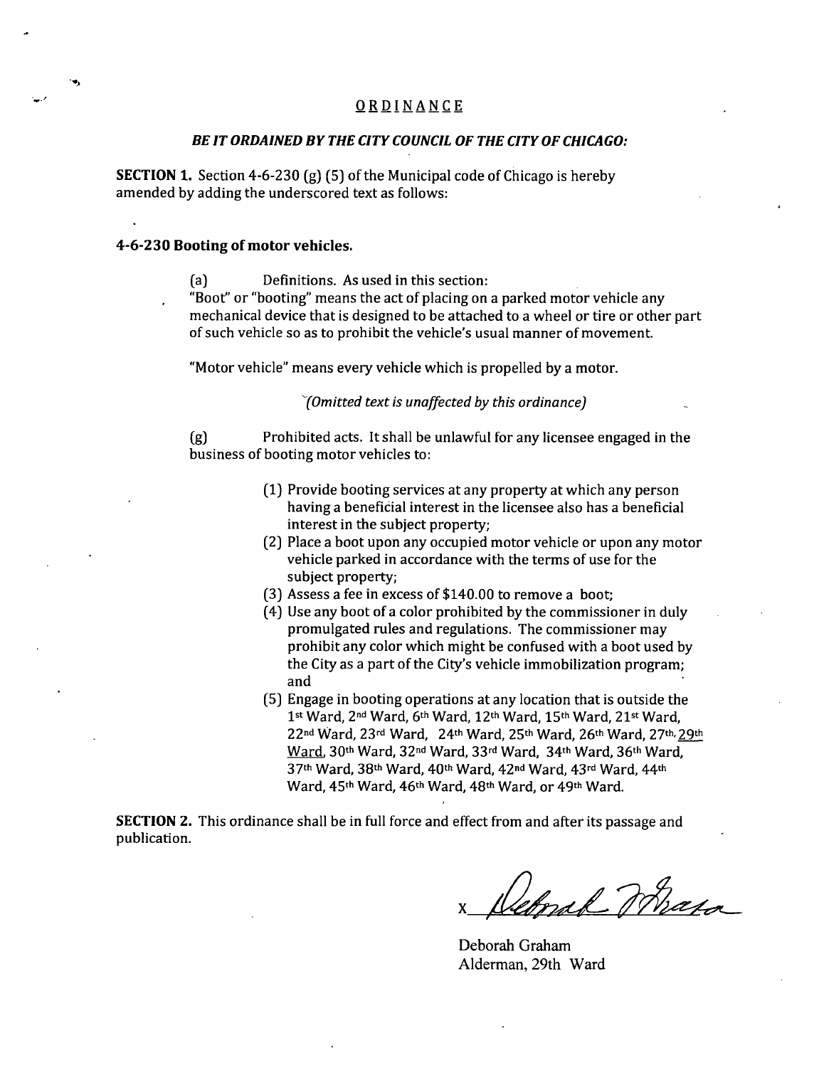## ORDINANCE

***BE IT ORDAINED BY THE CITY COUNCIL OF THE CITY OF CHICAGO:***

**SECTION 1.** Section 4-6-230 (g) (5) of the Municipal code of Chicago is hereby amended by adding the underscored text as follows:

**4-6-230 Booting of motor vehicles.**

(a) Definitions. As used in this section:

"Boot" or "booting" means the act of placing on a parked motor vehicle any mechanical device that is designed to be attached to a wheel or tire or other part of such vehicle so as to prohibit the vehicle's usual manner of movement.

"Motor vehicle" means every vehicle which is propelled by a motor.

*(Omitted text is unaffected by this ordinance)*

(g) Prohibited acts. It shall be unlawful for any licensee engaged in the business of booting motor vehicles to:

(1) Provide booting services at any property at which any person having a beneficial interest in the licensee also has a beneficial interest in the subject property;
(2) Place a boot upon any occupied motor vehicle or upon any motor vehicle parked in accordance with the terms of use for the subject property;
(3) Assess a fee in excess of $140.00 to remove a boot;
(4) Use any boot of a color prohibited by the commissioner in duly promulgated rules and regulations. The commissioner may prohibit any color which might be confused with a boot used by the City as a part of the City's vehicle immobilization program; and
(5) Engage in booting operations at any location that is outside the 1st Ward, 2nd Ward, 6th Ward, 12th Ward, 15th Ward, 21st Ward, 22nd Ward, 23rd Ward, 24th Ward, 25th Ward, 26th Ward, 27th, <u>29th Ward</u>, 30th Ward, 32nd Ward, 33rd Ward, 34th Ward, 36th Ward, 37th Ward, 38th Ward, 40th Ward, 42nd Ward, 43rd Ward, 44th Ward, 45th Ward, 46th Ward, 48th Ward, or 49th Ward.

**SECTION 2.** This ordinance shall be in full force and effect from and after its passage and publication.

x [signature]

Deborah Graham
Alderman, 29th Ward